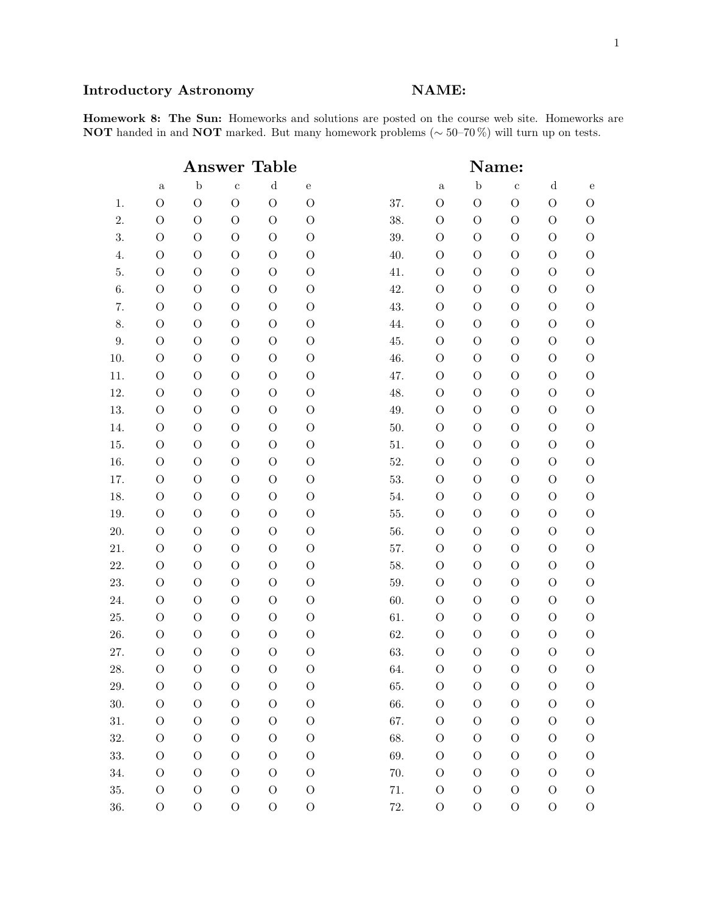**Introductory Astronomy** **NAME:**

**Homework 8: The Sun:** Homeworks and solutions are posted on the course web site. Homeworks are **NOT** handed in and **NOT** marked. But many homework problems (∼ 50–70 %) will turn up on tests.

## Answer Table

## Name:

| | a | b | c | d | e | | a | b | c | d | e |
|---|---|---|---|---|---|---|---|---|---|---|---|
| 1. | O | O | O | O | O | 37. | O | O | O | O | O |
| 2. | O | O | O | O | O | 38. | O | O | O | O | O |
| 3. | O | O | O | O | O | 39. | O | O | O | O | O |
| 4. | O | O | O | O | O | 40. | O | O | O | O | O |
| 5. | O | O | O | O | O | 41. | O | O | O | O | O |
| 6. | O | O | O | O | O | 42. | O | O | O | O | O |
| 7. | O | O | O | O | O | 43. | O | O | O | O | O |
| 8. | O | O | O | O | O | 44. | O | O | O | O | O |
| 9. | O | O | O | O | O | 45. | O | O | O | O | O |
| 10. | O | O | O | O | O | 46. | O | O | O | O | O |
| 11. | O | O | O | O | O | 47. | O | O | O | O | O |
| 12. | O | O | O | O | O | 48. | O | O | O | O | O |
| 13. | O | O | O | O | O | 49. | O | O | O | O | O |
| 14. | O | O | O | O | O | 50. | O | O | O | O | O |
| 15. | O | O | O | O | O | 51. | O | O | O | O | O |
| 16. | O | O | O | O | O | 52. | O | O | O | O | O |
| 17. | O | O | O | O | O | 53. | O | O | O | O | O |
| 18. | O | O | O | O | O | 54. | O | O | O | O | O |
| 19. | O | O | O | O | O | 55. | O | O | O | O | O |
| 20. | O | O | O | O | O | 56. | O | O | O | O | O |
| 21. | O | O | O | O | O | 57. | O | O | O | O | O |
| 22. | O | O | O | O | O | 58. | O | O | O | O | O |
| 23. | O | O | O | O | O | 59. | O | O | O | O | O |
| 24. | O | O | O | O | O | 60. | O | O | O | O | O |
| 25. | O | O | O | O | O | 61. | O | O | O | O | O |
| 26. | O | O | O | O | O | 62. | O | O | O | O | O |
| 27. | O | O | O | O | O | 63. | O | O | O | O | O |
| 28. | O | O | O | O | O | 64. | O | O | O | O | O |
| 29. | O | O | O | O | O | 65. | O | O | O | O | O |
| 30. | O | O | O | O | O | 66. | O | O | O | O | O |
| 31. | O | O | O | O | O | 67. | O | O | O | O | O |
| 32. | O | O | O | O | O | 68. | O | O | O | O | O |
| 33. | O | O | O | O | O | 69. | O | O | O | O | O |
| 34. | O | O | O | O | O | 70. | O | O | O | O | O |
| 35. | O | O | O | O | O | 71. | O | O | O | O | O |
| 36. | O | O | O | O | O | 72. | O | O | O | O | O |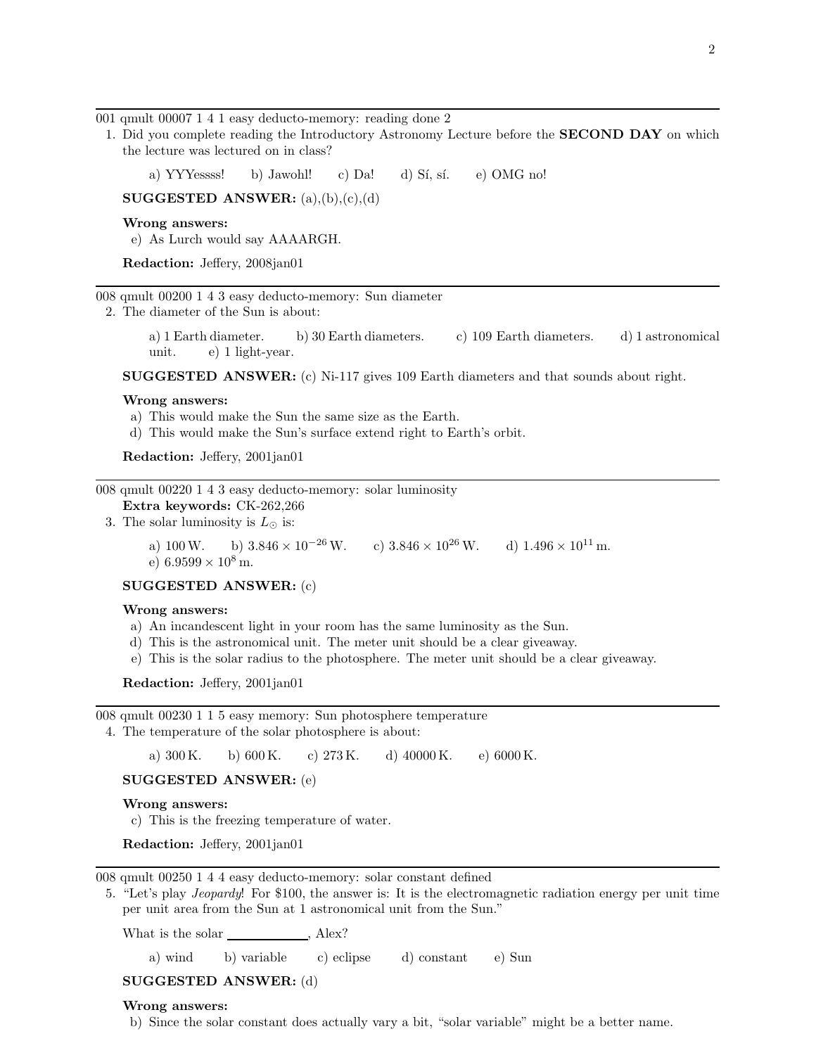001 qmult 00007 1 4 1 easy deducto-memory: reading done 2

1. Did you complete reading the Introductory Astronomy Lecture before the **SECOND DAY** on which the lecture was lectured on in class?

   a) YYYessss!  b) Jawohl!  c) Da!  d) Sí, sí.  e) OMG no!

   **SUGGESTED ANSWER:** (a),(b),(c),(d)

   **Wrong answers:**

   e) As Lurch would say AAAARGH.

   **Redaction:** Jeffery, 2008jan01

---

008 qmult 00200 1 4 3 easy deducto-memory: Sun diameter

2. The diameter of the Sun is about:

   a) 1 Earth diameter.  b) 30 Earth diameters.  c) 109 Earth diameters.  d) 1 astronomical unit.  e) 1 light-year.

   **SUGGESTED ANSWER:** (c) Ni-117 gives 109 Earth diameters and that sounds about right.

   **Wrong answers:**

   a) This would make the Sun the same size as the Earth.
   d) This would make the Sun's surface extend right to Earth's orbit.

   **Redaction:** Jeffery, 2001jan01

---

008 qmult 00220 1 4 3 easy deducto-memory: solar luminosity
**Extra keywords:** CK-262,266

3. The solar luminosity is $L_{\odot}$ is:

   a) 100 W.  b) $3.846 \times 10^{-26}$ W.  c) $3.846 \times 10^{26}$ W.  d) $1.496 \times 10^{11}$ m.  e) $6.9599 \times 10^{8}$ m.

   **SUGGESTED ANSWER:** (c)

   **Wrong answers:**

   a) An incandescent light in your room has the same luminosity as the Sun.
   d) This is the astronomical unit. The meter unit should be a clear giveaway.
   e) This is the solar radius to the photosphere. The meter unit should be a clear giveaway.

   **Redaction:** Jeffery, 2001jan01

---

008 qmult 00230 1 1 5 easy memory: Sun photosphere temperature

4. The temperature of the solar photosphere is about:

   a) 300 K.  b) 600 K.  c) 273 K.  d) 40000 K.  e) 6000 K.

   **SUGGESTED ANSWER:** (e)

   **Wrong answers:**

   c) This is the freezing temperature of water.

   **Redaction:** Jeffery, 2001jan01

---

008 qmult 00250 1 4 4 easy deducto-memory: solar constant defined

5. "Let's play *Jeopardy*! For \$100, the answer is: It is the electromagnetic radiation energy per unit time per unit area from the Sun at 1 astronomical unit from the Sun."

   What is the solar \_\_\_\_\_\_\_\_\_\_\_\_, Alex?

   a) wind  b) variable  c) eclipse  d) constant  e) Sun

   **SUGGESTED ANSWER:** (d)

   **Wrong answers:**

   b) Since the solar constant does actually vary a bit, "solar variable" might be a better name.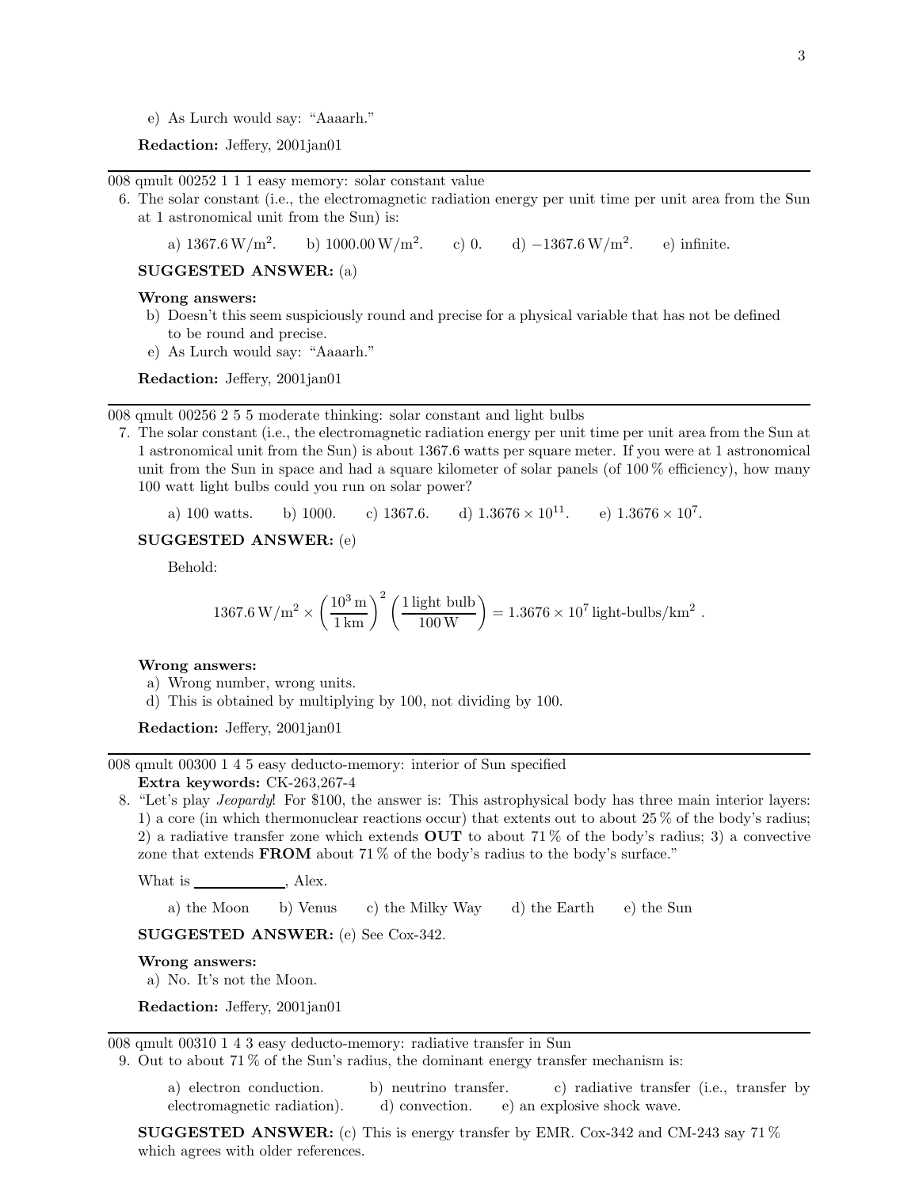e) As Lurch would say: "Aaaarh."

**Redaction:** Jeffery, 2001jan01

---

008 qmult 00252 1 1 1 easy memory: solar constant value

6. The solar constant (i.e., the electromagnetic radiation energy per unit time per unit area from the Sun at 1 astronomical unit from the Sun) is:

   a) $1367.6\,\mathrm{W/m^2}$.  b) $1000.00\,\mathrm{W/m^2}$.  c) 0.  d) $-1367.6\,\mathrm{W/m^2}$.  e) infinite.

**SUGGESTED ANSWER:** (a)

**Wrong answers:**

b) Doesn't this seem suspiciously round and precise for a physical variable that has not be defined to be round and precise.

e) As Lurch would say: "Aaaarh."

**Redaction:** Jeffery, 2001jan01

---

008 qmult 00256 2 5 5 moderate thinking: solar constant and light bulbs

7. The solar constant (i.e., the electromagnetic radiation energy per unit time per unit area from the Sun at 1 astronomical unit from the Sun) is about 1367.6 watts per square meter. If you were at 1 astronomical unit from the Sun in space and had a square kilometer of solar panels (of 100 % efficiency), how many 100 watt light bulbs could you run on solar power?

   a) 100 watts.  b) 1000.  c) 1367.6.  d) $1.3676 \times 10^{11}$.  e) $1.3676 \times 10^{7}$.

**SUGGESTED ANSWER:** (e)

Behold:

$$1367.6\,\mathrm{W/m^2} \times \left(\frac{10^3\,\mathrm{m}}{1\,\mathrm{km}}\right)^2 \left(\frac{1\,\text{light bulb}}{100\,\mathrm{W}}\right) = 1.3676 \times 10^7\,\text{light-bulbs/km}^2\ .$$

**Wrong answers:**

a) Wrong number, wrong units.

d) This is obtained by multiplying by 100, not dividing by 100.

**Redaction:** Jeffery, 2001jan01

---

008 qmult 00300 1 4 5 easy deducto-memory: interior of Sun specified
**Extra keywords:** CK-263,267-4

8. "Let's play *Jeopardy*! For \$100, the answer is: This astrophysical body has three main interior layers: 1) a core (in which thermonuclear reactions occur) that extents out to about 25 % of the body's radius; 2) a radiative transfer zone which extends **OUT** to about 71 % of the body's radius; 3) a convective zone that extends **FROM** about 71 % of the body's radius to the body's surface."

   What is ____________, Alex.

   a) the Moon  b) Venus  c) the Milky Way  d) the Earth  e) the Sun

**SUGGESTED ANSWER:** (e) See Cox-342.

**Wrong answers:**

a) No. It's not the Moon.

**Redaction:** Jeffery, 2001jan01

---

008 qmult 00310 1 4 3 easy deducto-memory: radiative transfer in Sun

9. Out to about 71 % of the Sun's radius, the dominant energy transfer mechanism is:

   a) electron conduction.  b) neutrino transfer.  c) radiative transfer (i.e., transfer by electromagnetic radiation).  d) convection.  e) an explosive shock wave.

**SUGGESTED ANSWER:** (c) This is energy transfer by EMR. Cox-342 and CM-243 say 71 % which agrees with older references.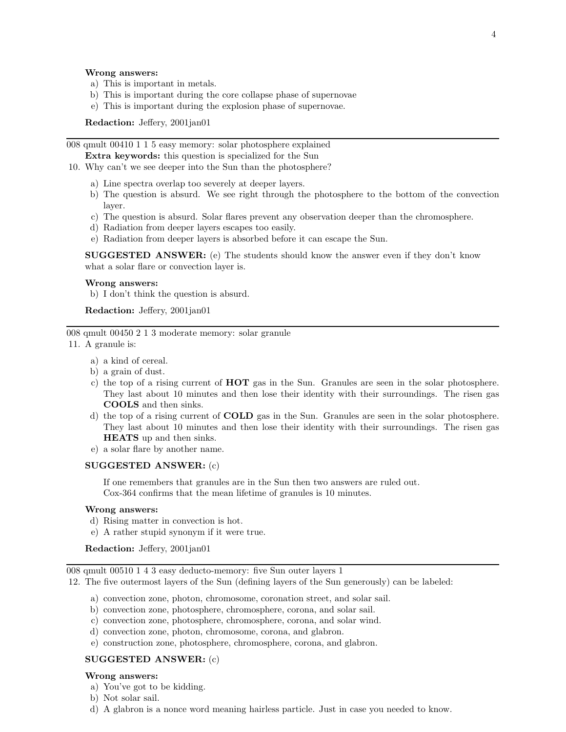**Wrong answers:**

a) This is important in metals.
b) This is important during the core collapse phase of supernovae
e) This is important during the explosion phase of supernovae.

**Redaction:** Jeffery, 2001jan01

---

008 qmult 00410 1 1 5 easy memory: solar photosphere explained
**Extra keywords:** this question is specialized for the Sun

10. Why can't we see deeper into the Sun than the photosphere?

a) Line spectra overlap too severely at deeper layers.
b) The question is absurd. We see right through the photosphere to the bottom of the convection layer.
c) The question is absurd. Solar flares prevent any observation deeper than the chromosphere.
d) Radiation from deeper layers escapes too easily.
e) Radiation from deeper layers is absorbed before it can escape the Sun.

**SUGGESTED ANSWER:** (e) The students should know the answer even if they don't know what a solar flare or convection layer is.

**Wrong answers:**

b) I don't think the question is absurd.

**Redaction:** Jeffery, 2001jan01

---

008 qmult 00450 2 1 3 moderate memory: solar granule

11. A granule is:

a) a kind of cereal.
b) a grain of dust.
c) the top of a rising current of **HOT** gas in the Sun. Granules are seen in the solar photosphere. They last about 10 minutes and then lose their identity with their surroundings. The risen gas **COOLS** and then sinks.
d) the top of a rising current of **COLD** gas in the Sun. Granules are seen in the solar photosphere. They last about 10 minutes and then lose their identity with their surroundings. The risen gas **HEATS** up and then sinks.
e) a solar flare by another name.

**SUGGESTED ANSWER:** (c)

If one remembers that granules are in the Sun then two answers are ruled out.
Cox-364 confirms that the mean lifetime of granules is 10 minutes.

**Wrong answers:**

d) Rising matter in convection is hot.
e) A rather stupid synonym if it were true.

**Redaction:** Jeffery, 2001jan01

---

008 qmult 00510 1 4 3 easy deducto-memory: five Sun outer layers 1

12. The five outermost layers of the Sun (defining layers of the Sun generously) can be labeled:

a) convection zone, photon, chromosome, coronation street, and solar sail.
b) convection zone, photosphere, chromosphere, corona, and solar sail.
c) convection zone, photosphere, chromosphere, corona, and solar wind.
d) convection zone, photon, chromosome, corona, and glabron.
e) construction zone, photosphere, chromosphere, corona, and glabron.

**SUGGESTED ANSWER:** (c)

**Wrong answers:**

a) You've got to be kidding.
b) Not solar sail.
d) A glabron is a nonce word meaning hairless particle. Just in case you needed to know.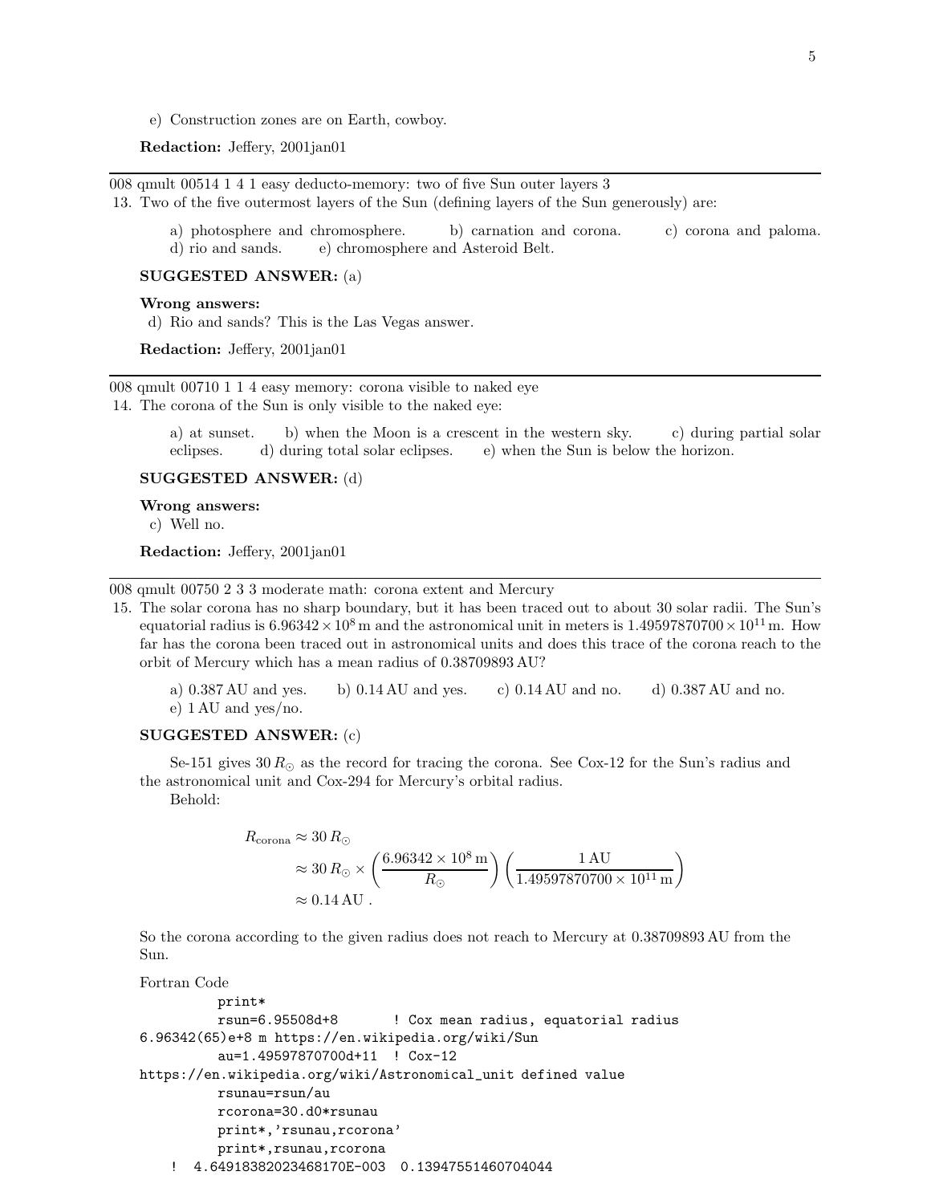e) Construction zones are on Earth, cowboy.

**Redaction:** Jeffery, 2001jan01

---

008 qmult 00514 1 4 1 easy deducto-memory: two of five Sun outer layers 3

13. Two of the five outermost layers of the Sun (defining layers of the Sun generously) are:

    a) photosphere and chromosphere. b) carnation and corona. c) corona and paloma. d) rio and sands. e) chromosphere and Asteroid Belt.

**SUGGESTED ANSWER:** (a)

**Wrong answers:**

d) Rio and sands? This is the Las Vegas answer.

**Redaction:** Jeffery, 2001jan01

---

008 qmult 00710 1 1 4 easy memory: corona visible to naked eye

14. The corona of the Sun is only visible to the naked eye:

    a) at sunset. b) when the Moon is a crescent in the western sky. c) during partial solar eclipses. d) during total solar eclipses. e) when the Sun is below the horizon.

**SUGGESTED ANSWER:** (d)

**Wrong answers:**

c) Well no.

**Redaction:** Jeffery, 2001jan01

---

008 qmult 00750 2 3 3 moderate math: corona extent and Mercury

15. The solar corona has no sharp boundary, but it has been traced out to about 30 solar radii. The Sun's equatorial radius is $6.96342 \times 10^8$ m and the astronomical unit in meters is $1.49597870700 \times 10^{11}$ m. How far has the corona been traced out in astronomical units and does this trace of the corona reach to the orbit of Mercury which has a mean radius of 0.38709893 AU?

    a) 0.387 AU and yes. b) 0.14 AU and yes. c) 0.14 AU and no. d) 0.387 AU and no. e) 1 AU and yes/no.

**SUGGESTED ANSWER:** (c)

Se-151 gives $30\,R_\odot$ as the record for tracing the corona. See Cox-12 for the Sun's radius and the astronomical unit and Cox-294 for Mercury's orbital radius.

Behold:

$$
\begin{aligned}
R_{\rm corona} &\approx 30\,R_\odot \\
&\approx 30\,R_\odot \times \left( \frac{6.96342 \times 10^8\,\text{m}}{R_\odot} \right) \left( \frac{1\,\text{AU}}{1.49597870700 \times 10^{11}\,\text{m}} \right) \\
&\approx 0.14\,\text{AU} \ .
\end{aligned}
$$

So the corona according to the given radius does not reach to Mercury at 0.38709893 AU from the Sun.

Fortran Code

```
        print*
        rsun=6.95508d+8       ! Cox mean radius, equatorial radius
6.96342(65)e+8 m https://en.wikipedia.org/wiki/Sun
        au=1.49597870700d+11  ! Cox-12
https://en.wikipedia.org/wiki/Astronomical_unit defined value
        rsunau=rsun/au
        rcorona=30.d0*rsunau
        print*,'rsunau,rcorona'
        print*,rsunau,rcorona
  !  4.64918382023468170E-003  0.13947551460704044
```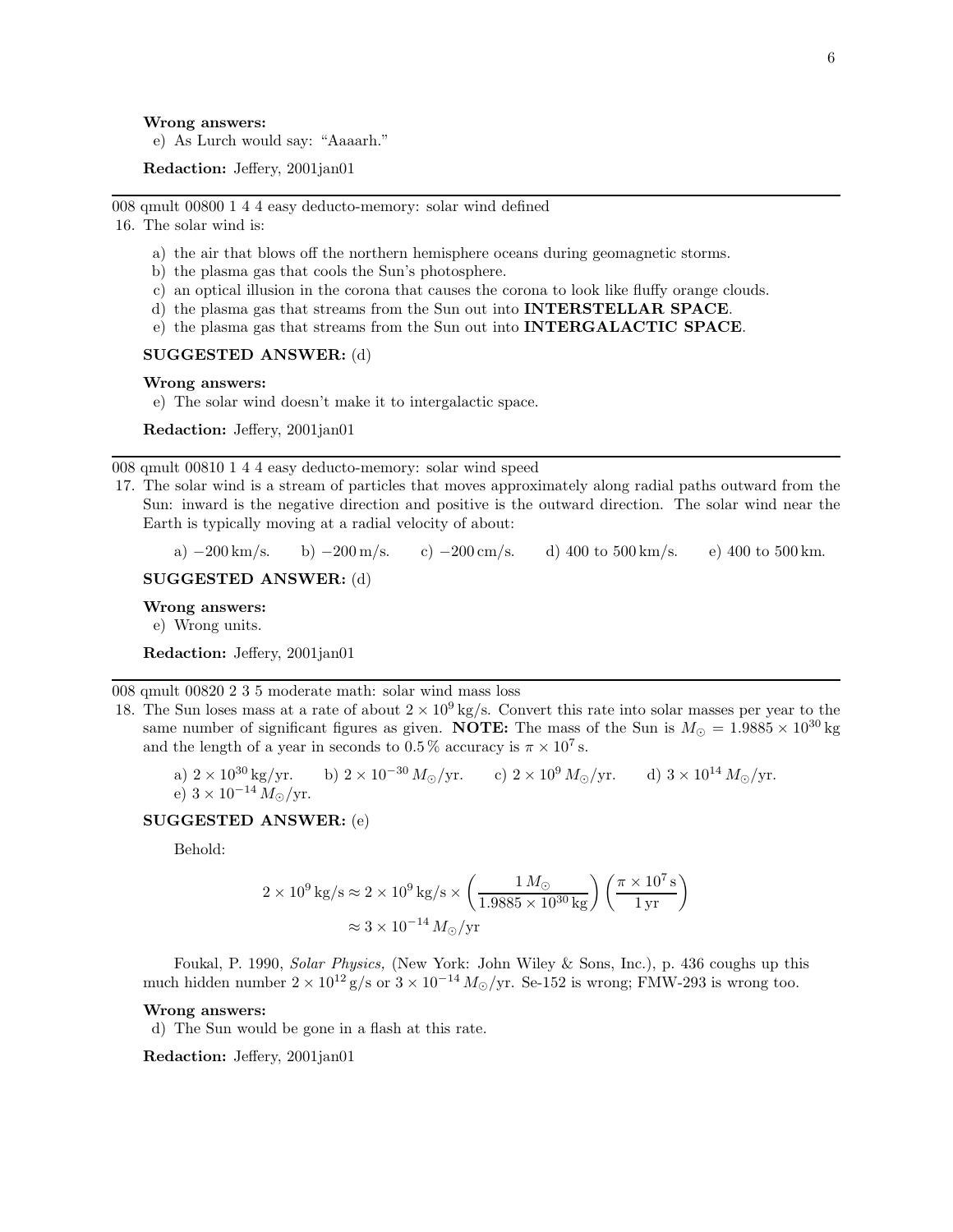**Wrong answers:**

e) As Lurch would say: "Aaaarh."

**Redaction:** Jeffery, 2001jan01

---

008 qmult 00800 1 4 4 easy deducto-memory: solar wind defined

16. The solar wind is:

a) the air that blows off the northern hemisphere oceans during geomagnetic storms.
b) the plasma gas that cools the Sun's photosphere.
c) an optical illusion in the corona that causes the corona to look like fluffy orange clouds.
d) the plasma gas that streams from the Sun out into **INTERSTELLAR SPACE**.
e) the plasma gas that streams from the Sun out into **INTERGALACTIC SPACE**.

**SUGGESTED ANSWER:** (d)

**Wrong answers:**

e) The solar wind doesn't make it to intergalactic space.

**Redaction:** Jeffery, 2001jan01

---

008 qmult 00810 1 4 4 easy deducto-memory: solar wind speed

17. The solar wind is a stream of particles that moves approximately along radial paths outward from the Sun: inward is the negative direction and positive is the outward direction. The solar wind near the Earth is typically moving at a radial velocity of about:

a) $-200\,\text{km/s}$. b) $-200\,\text{m/s}$. c) $-200\,\text{cm/s}$. d) 400 to $500\,\text{km/s}$. e) 400 to $500\,\text{km}$.

**SUGGESTED ANSWER:** (d)

**Wrong answers:**

e) Wrong units.

**Redaction:** Jeffery, 2001jan01

---

008 qmult 00820 2 3 5 moderate math: solar wind mass loss

18. The Sun loses mass at a rate of about $2 \times 10^9\,\text{kg/s}$. Convert this rate into solar masses per year to the same number of significant figures as given. **NOTE:** The mass of the Sun is $M_\odot = 1.9885 \times 10^{30}\,\text{kg}$ and the length of a year in seconds to 0.5 % accuracy is $\pi \times 10^7\,\text{s}$.

a) $2 \times 10^{30}\,\text{kg/yr}$. b) $2 \times 10^{-30}\,M_\odot/\text{yr}$. c) $2 \times 10^{9}\,M_\odot/\text{yr}$. d) $3 \times 10^{14}\,M_\odot/\text{yr}$.
e) $3 \times 10^{-14}\,M_\odot/\text{yr}$.

**SUGGESTED ANSWER:** (e)

Behold:

$$
\begin{aligned}
2 \times 10^9\,\text{kg/s} &\approx 2 \times 10^9\,\text{kg/s} \times \left( \frac{1\,M_\odot}{1.9885 \times 10^{30}\,\text{kg}} \right) \left( \frac{\pi \times 10^7\,\text{s}}{1\,\text{yr}} \right) \\
&\approx 3 \times 10^{-14}\,M_\odot/\text{yr}
\end{aligned}
$$

Foukal, P. 1990, *Solar Physics,* (New York: John Wiley & Sons, Inc.), p. 436 coughs up this much hidden number $2 \times 10^{12}\,\text{g/s}$ or $3 \times 10^{-14}\,M_\odot/\text{yr}$. Se-152 is wrong; FMW-293 is wrong too.

**Wrong answers:**

d) The Sun would be gone in a flash at this rate.

**Redaction:** Jeffery, 2001jan01